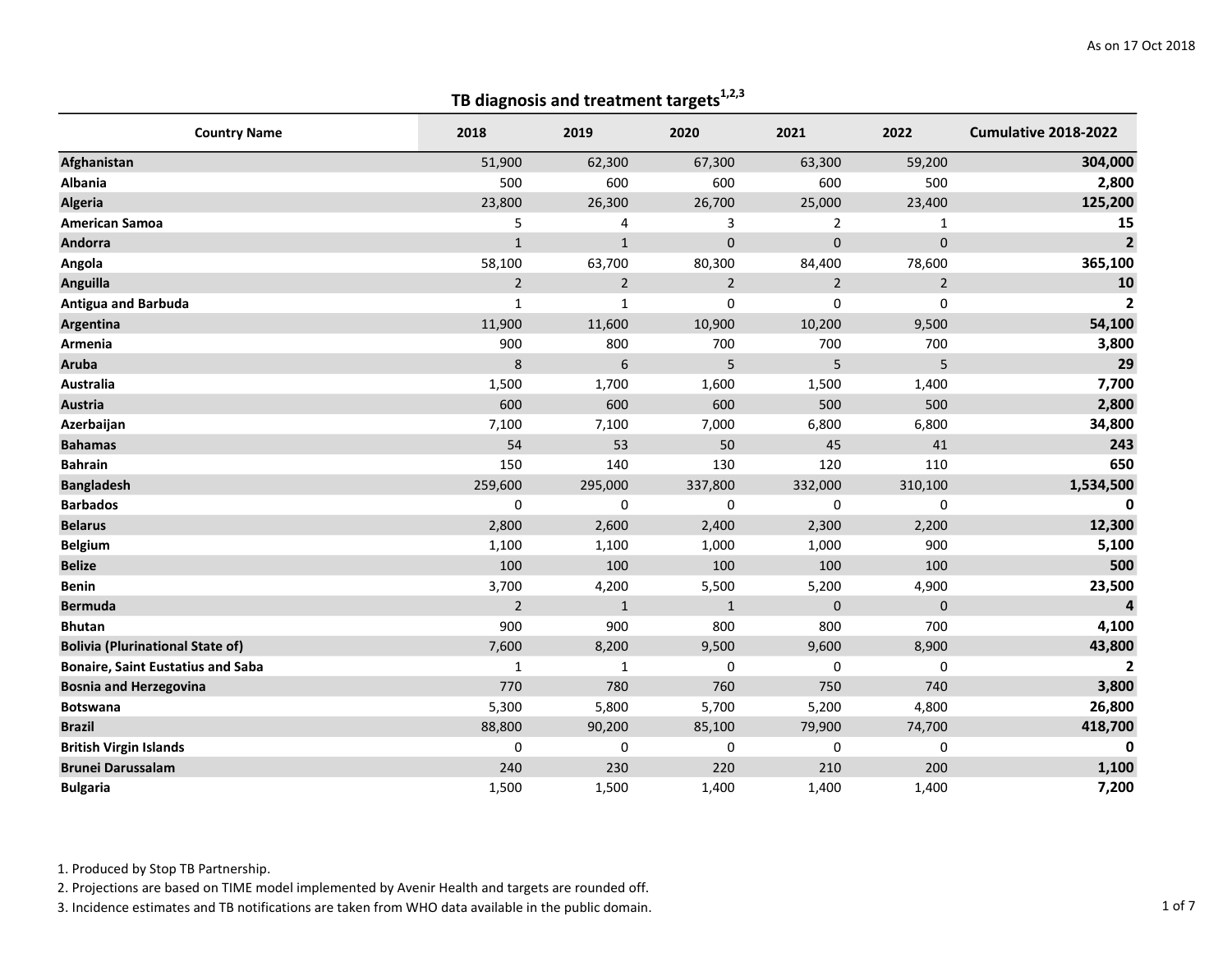As on 17 Oct 2018

## TB diagnosis and treatment targets[1,2,3]

| Country Name | 2018 | 2019 | 2020 | 2021 | 2022 | Cumulative 2018-2022 |
|---|---|---|---|---|---|---|
| **Afghanistan** | 51,900 | 62,300 | 67,300 | 63,300 | 59,200 | **304,000** |
| **Albania** | 500 | 600 | 600 | 600 | 500 | **2,800** |
| **Algeria** | 23,800 | 26,300 | 26,700 | 25,000 | 23,400 | **125,200** |
| **American Samoa** | 5 | 4 | 3 | 2 | 1 | **15** |
| **Andorra** | 1 | 1 | 0 | 0 | 0 | **2** |
| **Angola** | 58,100 | 63,700 | 80,300 | 84,400 | 78,600 | **365,100** |
| **Anguilla** | 2 | 2 | 2 | 2 | 2 | **10** |
| **Antigua and Barbuda** | 1 | 1 | 0 | 0 | 0 | **2** |
| **Argentina** | 11,900 | 11,600 | 10,900 | 10,200 | 9,500 | **54,100** |
| **Armenia** | 900 | 800 | 700 | 700 | 700 | **3,800** |
| **Aruba** | 8 | 6 | 5 | 5 | 5 | **29** |
| **Australia** | 1,500 | 1,700 | 1,600 | 1,500 | 1,400 | **7,700** |
| **Austria** | 600 | 600 | 600 | 500 | 500 | **2,800** |
| **Azerbaijan** | 7,100 | 7,100 | 7,000 | 6,800 | 6,800 | **34,800** |
| **Bahamas** | 54 | 53 | 50 | 45 | 41 | **243** |
| **Bahrain** | 150 | 140 | 130 | 120 | 110 | **650** |
| **Bangladesh** | 259,600 | 295,000 | 337,800 | 332,000 | 310,100 | **1,534,500** |
| **Barbados** | 0 | 0 | 0 | 0 | 0 | **0** |
| **Belarus** | 2,800 | 2,600 | 2,400 | 2,300 | 2,200 | **12,300** |
| **Belgium** | 1,100 | 1,100 | 1,000 | 1,000 | 900 | **5,100** |
| **Belize** | 100 | 100 | 100 | 100 | 100 | **500** |
| **Benin** | 3,700 | 4,200 | 5,500 | 5,200 | 4,900 | **23,500** |
| **Bermuda** | 2 | 1 | 1 | 0 | 0 | **4** |
| **Bhutan** | 900 | 900 | 800 | 800 | 700 | **4,100** |
| **Bolivia (Plurinational State of)** | 7,600 | 8,200 | 9,500 | 9,600 | 8,900 | **43,800** |
| **Bonaire, Saint Eustatius and Saba** | 1 | 1 | 0 | 0 | 0 | **2** |
| **Bosnia and Herzegovina** | 770 | 780 | 760 | 750 | 740 | **3,800** |
| **Botswana** | 5,300 | 5,800 | 5,700 | 5,200 | 4,800 | **26,800** |
| **Brazil** | 88,800 | 90,200 | 85,100 | 79,900 | 74,700 | **418,700** |
| **British Virgin Islands** | 0 | 0 | 0 | 0 | 0 | **0** |
| **Brunei Darussalam** | 240 | 230 | 220 | 210 | 200 | **1,100** |
| **Bulgaria** | 1,500 | 1,500 | 1,400 | 1,400 | 1,400 | **7,200** |

1. Produced by Stop TB Partnership.
2. Projections are based on TIME model implemented by Avenir Health and targets are rounded off.
3. Incidence estimates and TB notifications are taken from WHO data available in the public domain.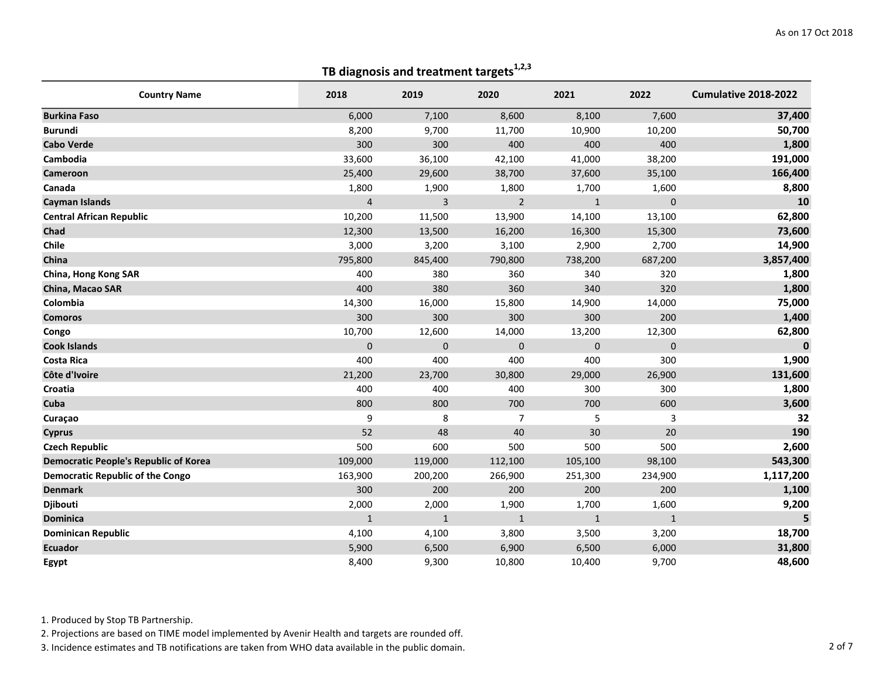As on 17 Oct 2018

## TB diagnosis and treatment targets[1,2,3]

| Country Name | 2018 | 2019 | 2020 | 2021 | 2022 | Cumulative 2018-2022 |
|---|---|---|---|---|---|---|
| **Burkina Faso** | 6,000 | 7,100 | 8,600 | 8,100 | 7,600 | **37,400** |
| **Burundi** | 8,200 | 9,700 | 11,700 | 10,900 | 10,200 | **50,700** |
| **Cabo Verde** | 300 | 300 | 400 | 400 | 400 | **1,800** |
| **Cambodia** | 33,600 | 36,100 | 42,100 | 41,000 | 38,200 | **191,000** |
| **Cameroon** | 25,400 | 29,600 | 38,700 | 37,600 | 35,100 | **166,400** |
| **Canada** | 1,800 | 1,900 | 1,800 | 1,700 | 1,600 | **8,800** |
| **Cayman Islands** | 4 | 3 | 2 | 1 | 0 | **10** |
| **Central African Republic** | 10,200 | 11,500 | 13,900 | 14,100 | 13,100 | **62,800** |
| **Chad** | 12,300 | 13,500 | 16,200 | 16,300 | 15,300 | **73,600** |
| **Chile** | 3,000 | 3,200 | 3,100 | 2,900 | 2,700 | **14,900** |
| **China** | 795,800 | 845,400 | 790,800 | 738,200 | 687,200 | **3,857,400** |
| **China, Hong Kong SAR** | 400 | 380 | 360 | 340 | 320 | **1,800** |
| **China, Macao SAR** | 400 | 380 | 360 | 340 | 320 | **1,800** |
| **Colombia** | 14,300 | 16,000 | 15,800 | 14,900 | 14,000 | **75,000** |
| **Comoros** | 300 | 300 | 300 | 300 | 200 | **1,400** |
| **Congo** | 10,700 | 12,600 | 14,000 | 13,200 | 12,300 | **62,800** |
| **Cook Islands** | 0 | 0 | 0 | 0 | 0 | **0** |
| **Costa Rica** | 400 | 400 | 400 | 400 | 300 | **1,900** |
| **Côte d'Ivoire** | 21,200 | 23,700 | 30,800 | 29,000 | 26,900 | **131,600** |
| **Croatia** | 400 | 400 | 400 | 300 | 300 | **1,800** |
| **Cuba** | 800 | 800 | 700 | 700 | 600 | **3,600** |
| **Curaçao** | 9 | 8 | 7 | 5 | 3 | **32** |
| **Cyprus** | 52 | 48 | 40 | 30 | 20 | **190** |
| **Czech Republic** | 500 | 600 | 500 | 500 | 500 | **2,600** |
| **Democratic People's Republic of Korea** | 109,000 | 119,000 | 112,100 | 105,100 | 98,100 | **543,300** |
| **Democratic Republic of the Congo** | 163,900 | 200,200 | 266,900 | 251,300 | 234,900 | **1,117,200** |
| **Denmark** | 300 | 200 | 200 | 200 | 200 | **1,100** |
| **Djibouti** | 2,000 | 2,000 | 1,900 | 1,700 | 1,600 | **9,200** |
| **Dominica** | 1 | 1 | 1 | 1 | 1 | **5** |
| **Dominican Republic** | 4,100 | 4,100 | 3,800 | 3,500 | 3,200 | **18,700** |
| **Ecuador** | 5,900 | 6,500 | 6,900 | 6,500 | 6,000 | **31,800** |
| **Egypt** | 8,400 | 9,300 | 10,800 | 10,400 | 9,700 | **48,600** |

1. Produced by Stop TB Partnership.
2. Projections are based on TIME model implemented by Avenir Health and targets are rounded off.
3. Incidence estimates and TB notifications are taken from WHO data available in the public domain.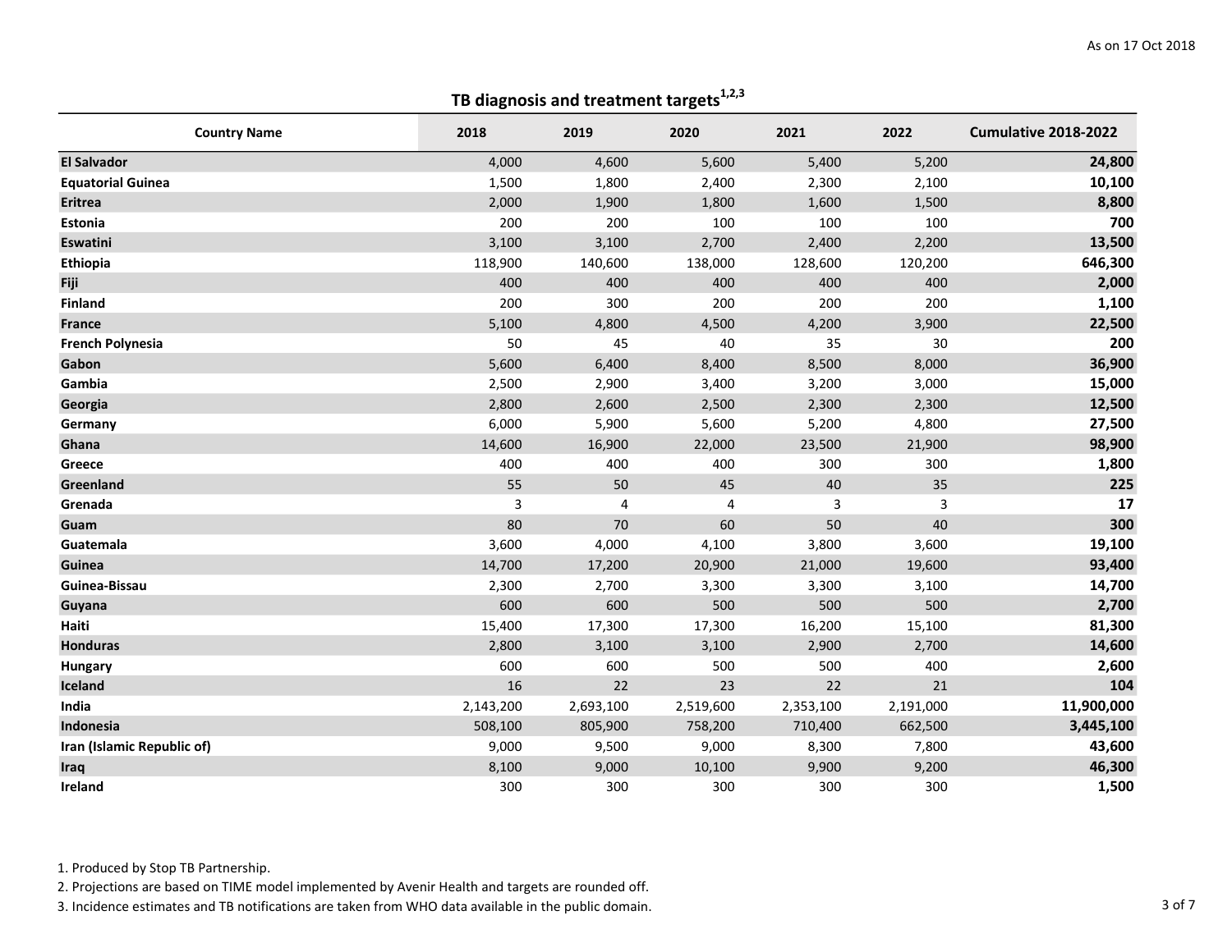As on 17 Oct 2018

## TB diagnosis and treatment targets[1,2,3]

| Country Name | 2018 | 2019 | 2020 | 2021 | 2022 | Cumulative 2018-2022 |
|---|---|---|---|---|---|---|
| **El Salvador** | 4,000 | 4,600 | 5,600 | 5,400 | 5,200 | **24,800** |
| **Equatorial Guinea** | 1,500 | 1,800 | 2,400 | 2,300 | 2,100 | **10,100** |
| **Eritrea** | 2,000 | 1,900 | 1,800 | 1,600 | 1,500 | **8,800** |
| **Estonia** | 200 | 200 | 100 | 100 | 100 | **700** |
| **Eswatini** | 3,100 | 3,100 | 2,700 | 2,400 | 2,200 | **13,500** |
| **Ethiopia** | 118,900 | 140,600 | 138,000 | 128,600 | 120,200 | **646,300** |
| **Fiji** | 400 | 400 | 400 | 400 | 400 | **2,000** |
| **Finland** | 200 | 300 | 200 | 200 | 200 | **1,100** |
| **France** | 5,100 | 4,800 | 4,500 | 4,200 | 3,900 | **22,500** |
| **French Polynesia** | 50 | 45 | 40 | 35 | 30 | **200** |
| **Gabon** | 5,600 | 6,400 | 8,400 | 8,500 | 8,000 | **36,900** |
| **Gambia** | 2,500 | 2,900 | 3,400 | 3,200 | 3,000 | **15,000** |
| **Georgia** | 2,800 | 2,600 | 2,500 | 2,300 | 2,300 | **12,500** |
| **Germany** | 6,000 | 5,900 | 5,600 | 5,200 | 4,800 | **27,500** |
| **Ghana** | 14,600 | 16,900 | 22,000 | 23,500 | 21,900 | **98,900** |
| **Greece** | 400 | 400 | 400 | 300 | 300 | **1,800** |
| **Greenland** | 55 | 50 | 45 | 40 | 35 | **225** |
| **Grenada** | 3 | 4 | 4 | 3 | 3 | **17** |
| **Guam** | 80 | 70 | 60 | 50 | 40 | **300** |
| **Guatemala** | 3,600 | 4,000 | 4,100 | 3,800 | 3,600 | **19,100** |
| **Guinea** | 14,700 | 17,200 | 20,900 | 21,000 | 19,600 | **93,400** |
| **Guinea-Bissau** | 2,300 | 2,700 | 3,300 | 3,300 | 3,100 | **14,700** |
| **Guyana** | 600 | 600 | 500 | 500 | 500 | **2,700** |
| **Haiti** | 15,400 | 17,300 | 17,300 | 16,200 | 15,100 | **81,300** |
| **Honduras** | 2,800 | 3,100 | 3,100 | 2,900 | 2,700 | **14,600** |
| **Hungary** | 600 | 600 | 500 | 500 | 400 | **2,600** |
| **Iceland** | 16 | 22 | 23 | 22 | 21 | **104** |
| **India** | 2,143,200 | 2,693,100 | 2,519,600 | 2,353,100 | 2,191,000 | **11,900,000** |
| **Indonesia** | 508,100 | 805,900 | 758,200 | 710,400 | 662,500 | **3,445,100** |
| **Iran (Islamic Republic of)** | 9,000 | 9,500 | 9,000 | 8,300 | 7,800 | **43,600** |
| **Iraq** | 8,100 | 9,000 | 10,100 | 9,900 | 9,200 | **46,300** |
| **Ireland** | 300 | 300 | 300 | 300 | 300 | **1,500** |

1. Produced by Stop TB Partnership.
2. Projections are based on TIME model implemented by Avenir Health and targets are rounded off.
3. Incidence estimates and TB notifications are taken from WHO data available in the public domain.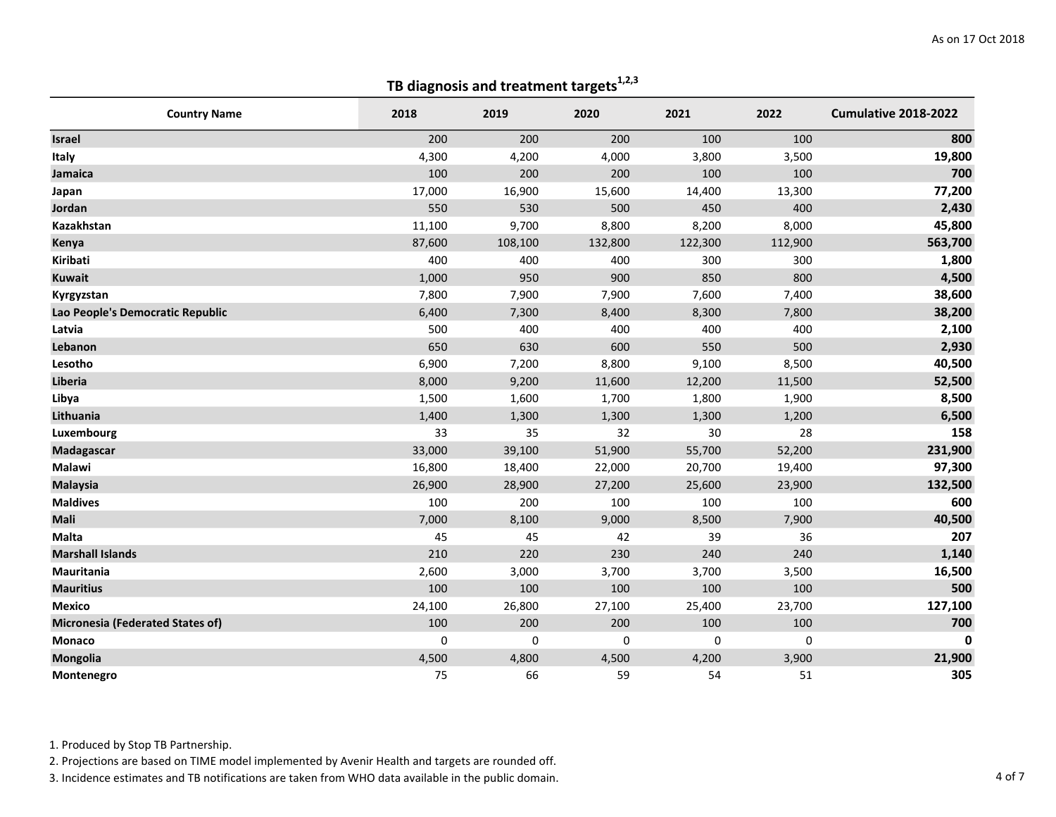As on 17 Oct 2018

## TB diagnosis and treatment targets[1,2,3]

| Country Name | 2018 | 2019 | 2020 | 2021 | 2022 | Cumulative 2018-2022 |
|---|---|---|---|---|---|---|
| **Israel** | 200 | 200 | 200 | 100 | 100 | **800** |
| **Italy** | 4,300 | 4,200 | 4,000 | 3,800 | 3,500 | **19,800** |
| **Jamaica** | 100 | 200 | 200 | 100 | 100 | **700** |
| **Japan** | 17,000 | 16,900 | 15,600 | 14,400 | 13,300 | **77,200** |
| **Jordan** | 550 | 530 | 500 | 450 | 400 | **2,430** |
| **Kazakhstan** | 11,100 | 9,700 | 8,800 | 8,200 | 8,000 | **45,800** |
| **Kenya** | 87,600 | 108,100 | 132,800 | 122,300 | 112,900 | **563,700** |
| **Kiribati** | 400 | 400 | 400 | 300 | 300 | **1,800** |
| **Kuwait** | 1,000 | 950 | 900 | 850 | 800 | **4,500** |
| **Kyrgyzstan** | 7,800 | 7,900 | 7,900 | 7,600 | 7,400 | **38,600** |
| **Lao People's Democratic Republic** | 6,400 | 7,300 | 8,400 | 8,300 | 7,800 | **38,200** |
| **Latvia** | 500 | 400 | 400 | 400 | 400 | **2,100** |
| **Lebanon** | 650 | 630 | 600 | 550 | 500 | **2,930** |
| **Lesotho** | 6,900 | 7,200 | 8,800 | 9,100 | 8,500 | **40,500** |
| **Liberia** | 8,000 | 9,200 | 11,600 | 12,200 | 11,500 | **52,500** |
| **Libya** | 1,500 | 1,600 | 1,700 | 1,800 | 1,900 | **8,500** |
| **Lithuania** | 1,400 | 1,300 | 1,300 | 1,300 | 1,200 | **6,500** |
| **Luxembourg** | 33 | 35 | 32 | 30 | 28 | **158** |
| **Madagascar** | 33,000 | 39,100 | 51,900 | 55,700 | 52,200 | **231,900** |
| **Malawi** | 16,800 | 18,400 | 22,000 | 20,700 | 19,400 | **97,300** |
| **Malaysia** | 26,900 | 28,900 | 27,200 | 25,600 | 23,900 | **132,500** |
| **Maldives** | 100 | 200 | 100 | 100 | 100 | **600** |
| **Mali** | 7,000 | 8,100 | 9,000 | 8,500 | 7,900 | **40,500** |
| **Malta** | 45 | 45 | 42 | 39 | 36 | **207** |
| **Marshall Islands** | 210 | 220 | 230 | 240 | 240 | **1,140** |
| **Mauritania** | 2,600 | 3,000 | 3,700 | 3,700 | 3,500 | **16,500** |
| **Mauritius** | 100 | 100 | 100 | 100 | 100 | **500** |
| **Mexico** | 24,100 | 26,800 | 27,100 | 25,400 | 23,700 | **127,100** |
| **Micronesia (Federated States of)** | 100 | 200 | 200 | 100 | 100 | **700** |
| **Monaco** | 0 | 0 | 0 | 0 | 0 | **0** |
| **Mongolia** | 4,500 | 4,800 | 4,500 | 4,200 | 3,900 | **21,900** |
| **Montenegro** | 75 | 66 | 59 | 54 | 51 | **305** |

1. Produced by Stop TB Partnership.
2. Projections are based on TIME model implemented by Avenir Health and targets are rounded off.
3. Incidence estimates and TB notifications are taken from WHO data available in the public domain.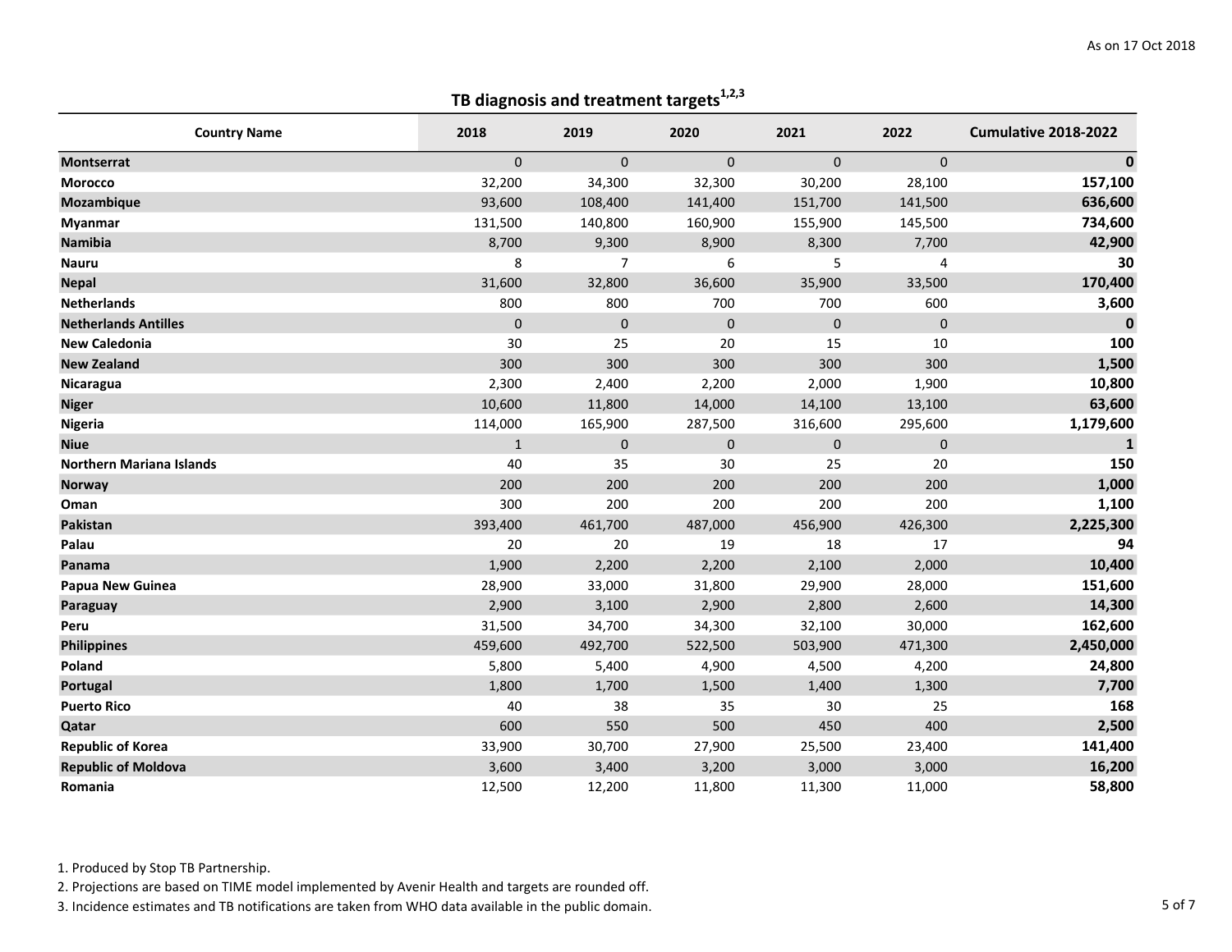As on 17 Oct 2018

## TB diagnosis and treatment targets[1,2,3]

| Country Name | 2018 | 2019 | 2020 | 2021 | 2022 | Cumulative 2018-2022 |
|---|---|---|---|---|---|---|
| **Montserrat** | 0 | 0 | 0 | 0 | 0 | **0** |
| **Morocco** | 32,200 | 34,300 | 32,300 | 30,200 | 28,100 | **157,100** |
| **Mozambique** | 93,600 | 108,400 | 141,400 | 151,700 | 141,500 | **636,600** |
| **Myanmar** | 131,500 | 140,800 | 160,900 | 155,900 | 145,500 | **734,600** |
| **Namibia** | 8,700 | 9,300 | 8,900 | 8,300 | 7,700 | **42,900** |
| **Nauru** | 8 | 7 | 6 | 5 | 4 | **30** |
| **Nepal** | 31,600 | 32,800 | 36,600 | 35,900 | 33,500 | **170,400** |
| **Netherlands** | 800 | 800 | 700 | 700 | 600 | **3,600** |
| **Netherlands Antilles** | 0 | 0 | 0 | 0 | 0 | **0** |
| **New Caledonia** | 30 | 25 | 20 | 15 | 10 | **100** |
| **New Zealand** | 300 | 300 | 300 | 300 | 300 | **1,500** |
| **Nicaragua** | 2,300 | 2,400 | 2,200 | 2,000 | 1,900 | **10,800** |
| **Niger** | 10,600 | 11,800 | 14,000 | 14,100 | 13,100 | **63,600** |
| **Nigeria** | 114,000 | 165,900 | 287,500 | 316,600 | 295,600 | **1,179,600** |
| **Niue** | 1 | 0 | 0 | 0 | 0 | **1** |
| **Northern Mariana Islands** | 40 | 35 | 30 | 25 | 20 | **150** |
| **Norway** | 200 | 200 | 200 | 200 | 200 | **1,000** |
| **Oman** | 300 | 200 | 200 | 200 | 200 | **1,100** |
| **Pakistan** | 393,400 | 461,700 | 487,000 | 456,900 | 426,300 | **2,225,300** |
| **Palau** | 20 | 20 | 19 | 18 | 17 | **94** |
| **Panama** | 1,900 | 2,200 | 2,200 | 2,100 | 2,000 | **10,400** |
| **Papua New Guinea** | 28,900 | 33,000 | 31,800 | 29,900 | 28,000 | **151,600** |
| **Paraguay** | 2,900 | 3,100 | 2,900 | 2,800 | 2,600 | **14,300** |
| **Peru** | 31,500 | 34,700 | 34,300 | 32,100 | 30,000 | **162,600** |
| **Philippines** | 459,600 | 492,700 | 522,500 | 503,900 | 471,300 | **2,450,000** |
| **Poland** | 5,800 | 5,400 | 4,900 | 4,500 | 4,200 | **24,800** |
| **Portugal** | 1,800 | 1,700 | 1,500 | 1,400 | 1,300 | **7,700** |
| **Puerto Rico** | 40 | 38 | 35 | 30 | 25 | **168** |
| **Qatar** | 600 | 550 | 500 | 450 | 400 | **2,500** |
| **Republic of Korea** | 33,900 | 30,700 | 27,900 | 25,500 | 23,400 | **141,400** |
| **Republic of Moldova** | 3,600 | 3,400 | 3,200 | 3,000 | 3,000 | **16,200** |
| **Romania** | 12,500 | 12,200 | 11,800 | 11,300 | 11,000 | **58,800** |

1. Produced by Stop TB Partnership.
2. Projections are based on TIME model implemented by Avenir Health and targets are rounded off.
3. Incidence estimates and TB notifications are taken from WHO data available in the public domain.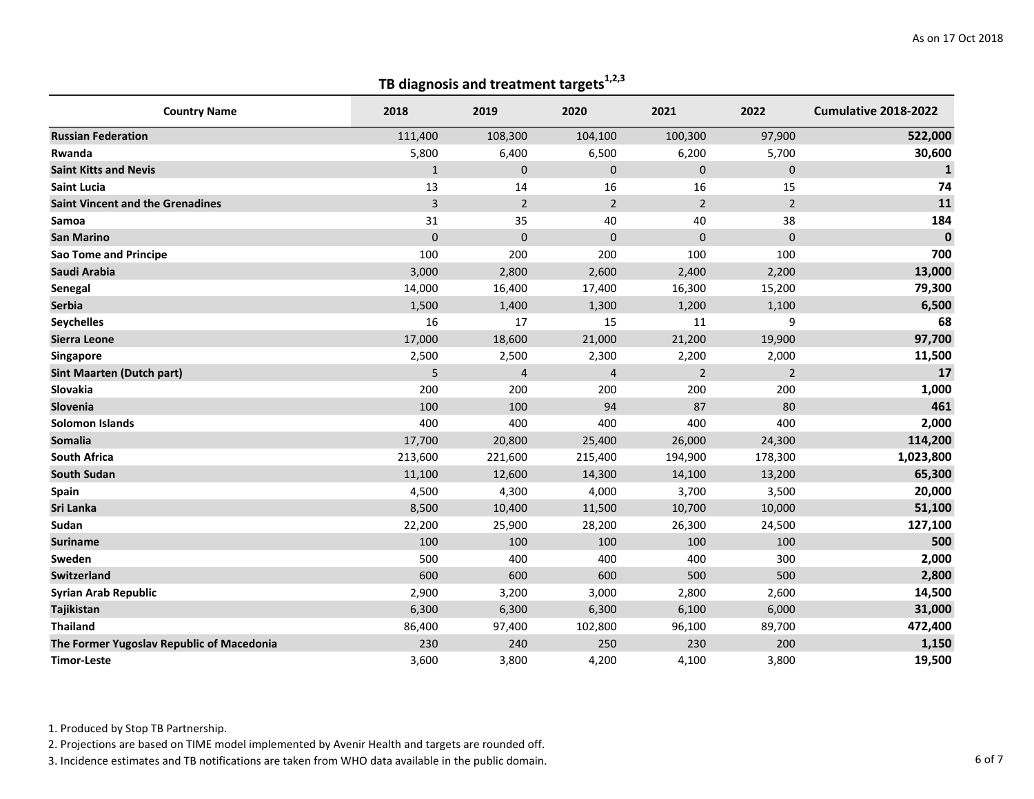As on 17 Oct 2018

## TB diagnosis and treatment targets[1,2,3]

| Country Name | 2018 | 2019 | 2020 | 2021 | 2022 | Cumulative 2018-2022 |
|---|---|---|---|---|---|---|
| **Russian Federation** | 111,400 | 108,300 | 104,100 | 100,300 | 97,900 | **522,000** |
| **Rwanda** | 5,800 | 6,400 | 6,500 | 6,200 | 5,700 | **30,600** |
| **Saint Kitts and Nevis** | 1 | 0 | 0 | 0 | 0 | **1** |
| **Saint Lucia** | 13 | 14 | 16 | 16 | 15 | **74** |
| **Saint Vincent and the Grenadines** | 3 | 2 | 2 | 2 | 2 | **11** |
| **Samoa** | 31 | 35 | 40 | 40 | 38 | **184** |
| **San Marino** | 0 | 0 | 0 | 0 | 0 | **0** |
| **Sao Tome and Principe** | 100 | 200 | 200 | 100 | 100 | **700** |
| **Saudi Arabia** | 3,000 | 2,800 | 2,600 | 2,400 | 2,200 | **13,000** |
| **Senegal** | 14,000 | 16,400 | 17,400 | 16,300 | 15,200 | **79,300** |
| **Serbia** | 1,500 | 1,400 | 1,300 | 1,200 | 1,100 | **6,500** |
| **Seychelles** | 16 | 17 | 15 | 11 | 9 | **68** |
| **Sierra Leone** | 17,000 | 18,600 | 21,000 | 21,200 | 19,900 | **97,700** |
| **Singapore** | 2,500 | 2,500 | 2,300 | 2,200 | 2,000 | **11,500** |
| **Sint Maarten (Dutch part)** | 5 | 4 | 4 | 2 | 2 | **17** |
| **Slovakia** | 200 | 200 | 200 | 200 | 200 | **1,000** |
| **Slovenia** | 100 | 100 | 94 | 87 | 80 | **461** |
| **Solomon Islands** | 400 | 400 | 400 | 400 | 400 | **2,000** |
| **Somalia** | 17,700 | 20,800 | 25,400 | 26,000 | 24,300 | **114,200** |
| **South Africa** | 213,600 | 221,600 | 215,400 | 194,900 | 178,300 | **1,023,800** |
| **South Sudan** | 11,100 | 12,600 | 14,300 | 14,100 | 13,200 | **65,300** |
| **Spain** | 4,500 | 4,300 | 4,000 | 3,700 | 3,500 | **20,000** |
| **Sri Lanka** | 8,500 | 10,400 | 11,500 | 10,700 | 10,000 | **51,100** |
| **Sudan** | 22,200 | 25,900 | 28,200 | 26,300 | 24,500 | **127,100** |
| **Suriname** | 100 | 100 | 100 | 100 | 100 | **500** |
| **Sweden** | 500 | 400 | 400 | 400 | 300 | **2,000** |
| **Switzerland** | 600 | 600 | 600 | 500 | 500 | **2,800** |
| **Syrian Arab Republic** | 2,900 | 3,200 | 3,000 | 2,800 | 2,600 | **14,500** |
| **Tajikistan** | 6,300 | 6,300 | 6,300 | 6,100 | 6,000 | **31,000** |
| **Thailand** | 86,400 | 97,400 | 102,800 | 96,100 | 89,700 | **472,400** |
| **The Former Yugoslav Republic of Macedonia** | 230 | 240 | 250 | 230 | 200 | **1,150** |
| **Timor-Leste** | 3,600 | 3,800 | 4,200 | 4,100 | 3,800 | **19,500** |

1. Produced by Stop TB Partnership.
2. Projections are based on TIME model implemented by Avenir Health and targets are rounded off.
3. Incidence estimates and TB notifications are taken from WHO data available in the public domain.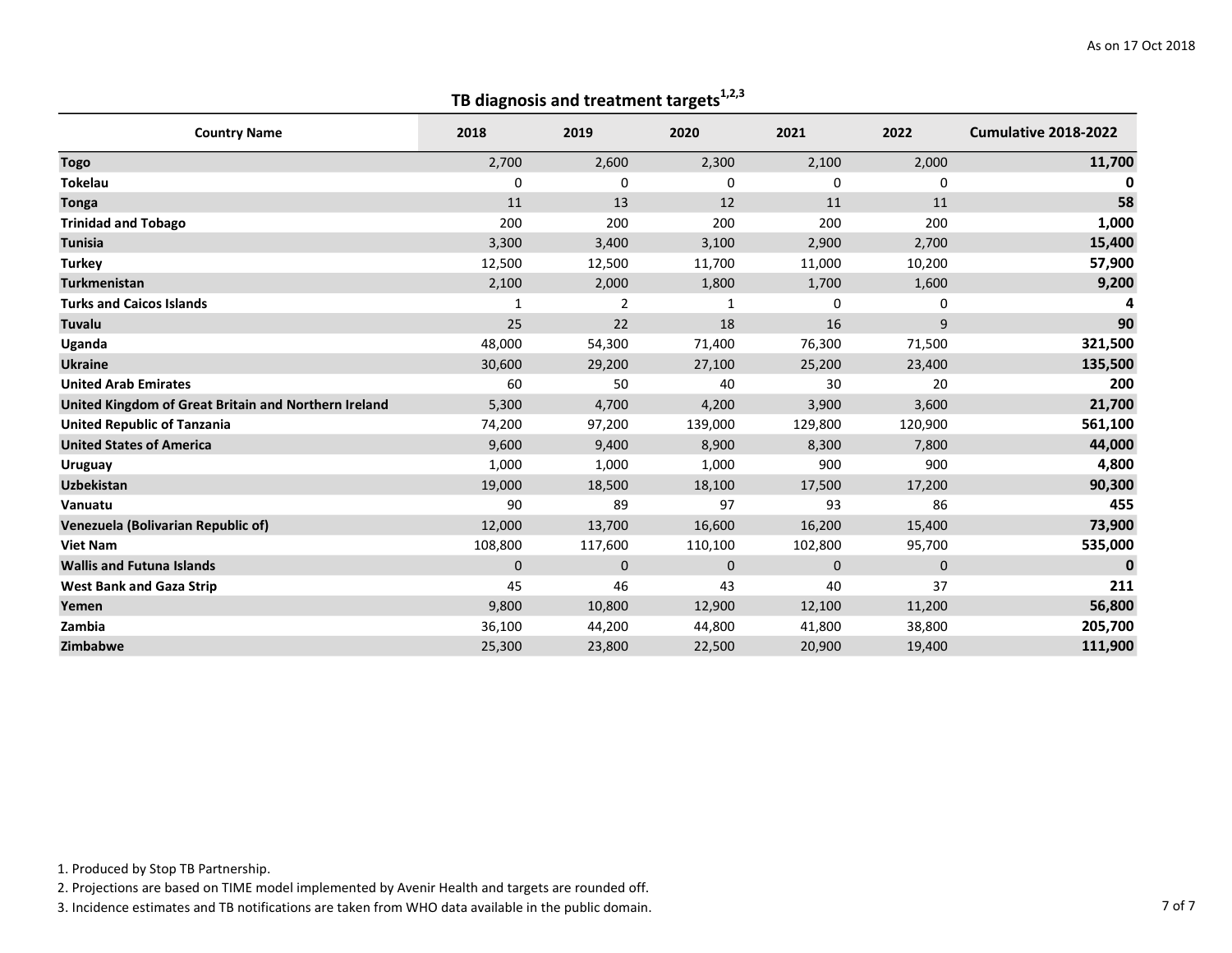As on 17 Oct 2018

## TB diagnosis and treatment targets[1,2,3]

| Country Name | 2018 | 2019 | 2020 | 2021 | 2022 | Cumulative 2018-2022 |
|---|---|---|---|---|---|---|
| **Togo** | 2,700 | 2,600 | 2,300 | 2,100 | 2,000 | **11,700** |
| **Tokelau** | 0 | 0 | 0 | 0 | 0 | **0** |
| **Tonga** | 11 | 13 | 12 | 11 | 11 | **58** |
| **Trinidad and Tobago** | 200 | 200 | 200 | 200 | 200 | **1,000** |
| **Tunisia** | 3,300 | 3,400 | 3,100 | 2,900 | 2,700 | **15,400** |
| **Turkey** | 12,500 | 12,500 | 11,700 | 11,000 | 10,200 | **57,900** |
| **Turkmenistan** | 2,100 | 2,000 | 1,800 | 1,700 | 1,600 | **9,200** |
| **Turks and Caicos Islands** | 1 | 2 | 1 | 0 | 0 | **4** |
| **Tuvalu** | 25 | 22 | 18 | 16 | 9 | **90** |
| **Uganda** | 48,000 | 54,300 | 71,400 | 76,300 | 71,500 | **321,500** |
| **Ukraine** | 30,600 | 29,200 | 27,100 | 25,200 | 23,400 | **135,500** |
| **United Arab Emirates** | 60 | 50 | 40 | 30 | 20 | **200** |
| **United Kingdom of Great Britain and Northern Ireland** | 5,300 | 4,700 | 4,200 | 3,900 | 3,600 | **21,700** |
| **United Republic of Tanzania** | 74,200 | 97,200 | 139,000 | 129,800 | 120,900 | **561,100** |
| **United States of America** | 9,600 | 9,400 | 8,900 | 8,300 | 7,800 | **44,000** |
| **Uruguay** | 1,000 | 1,000 | 1,000 | 900 | 900 | **4,800** |
| **Uzbekistan** | 19,000 | 18,500 | 18,100 | 17,500 | 17,200 | **90,300** |
| **Vanuatu** | 90 | 89 | 97 | 93 | 86 | **455** |
| **Venezuela (Bolivarian Republic of)** | 12,000 | 13,700 | 16,600 | 16,200 | 15,400 | **73,900** |
| **Viet Nam** | 108,800 | 117,600 | 110,100 | 102,800 | 95,700 | **535,000** |
| **Wallis and Futuna Islands** | 0 | 0 | 0 | 0 | 0 | **0** |
| **West Bank and Gaza Strip** | 45 | 46 | 43 | 40 | 37 | **211** |
| **Yemen** | 9,800 | 10,800 | 12,900 | 12,100 | 11,200 | **56,800** |
| **Zambia** | 36,100 | 44,200 | 44,800 | 41,800 | 38,800 | **205,700** |
| **Zimbabwe** | 25,300 | 23,800 | 22,500 | 20,900 | 19,400 | **111,900** |

1. Produced by Stop TB Partnership.
2. Projections are based on TIME model implemented by Avenir Health and targets are rounded off.
3. Incidence estimates and TB notifications are taken from WHO data available in the public domain.